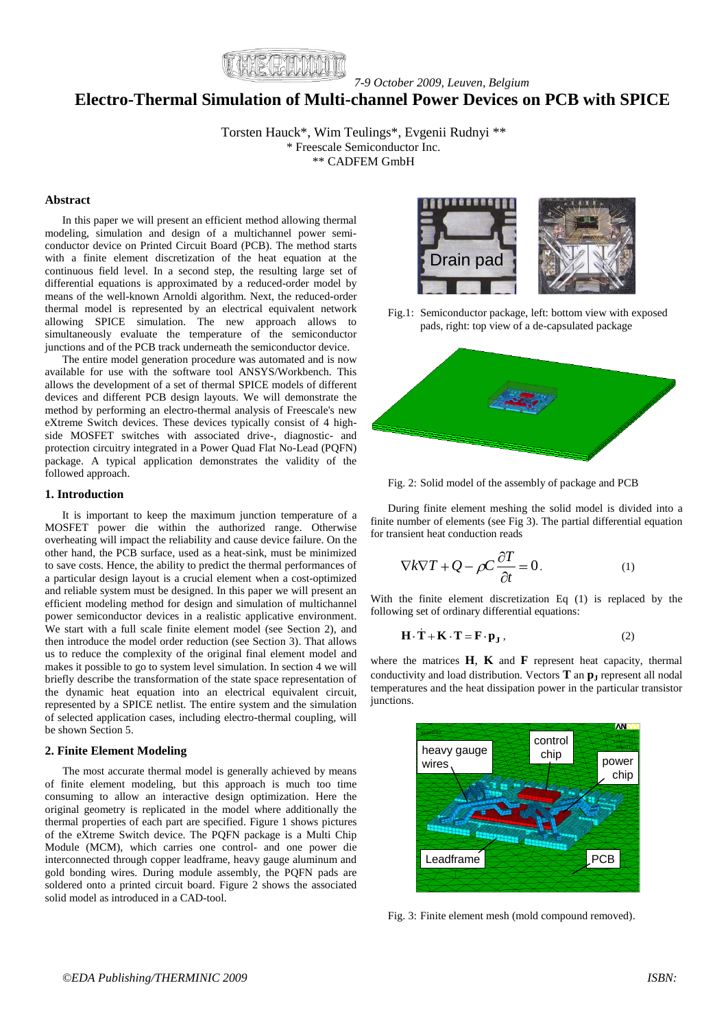*7-9 October 2009, Leuven, Belgium*

# Electro-Thermal Simulation of Multi-channel Power Devices on PCB with SPICE

Torsten Hauck*, Wim Teulings*, Evgenii Rudnyi **

\* Freescale Semiconductor Inc.

\*\* CADFEM GmbH

### Abstract

In this paper we will present an efficient method allowing thermal modeling, simulation and design of a multichannel power semi-conductor device on Printed Circuit Board (PCB). The method starts with a finite element discretization of the heat equation at the continuous field level. In a second step, the resulting large set of differential equations is approximated by a reduced-order model by means of the well-known Arnoldi algorithm. Next, the reduced-order thermal model is represented by an electrical equivalent network allowing SPICE simulation. The new approach allows to simultaneously evaluate the temperature of the semiconductor junctions and of the PCB track underneath the semiconductor device.

The entire model generation procedure was automated and is now available for use with the software tool ANSYS/Workbench. This allows the development of a set of thermal SPICE models of different devices and different PCB design layouts. We will demonstrate the method by performing an electro-thermal analysis of Freescale's new eXtreme Switch devices. These devices typically consist of 4 high-side MOSFET switches with associated drive-, diagnostic- and protection circuitry integrated in a Power Quad Flat No-Lead (PQFN) package. A typical application demonstrates the validity of the followed approach.

### 1. Introduction

It is important to keep the maximum junction temperature of a MOSFET power die within the authorized range. Otherwise overheating will impact the reliability and cause device failure. On the other hand, the PCB surface, used as a heat-sink, must be minimized to save costs. Hence, the ability to predict the thermal performances of a particular design layout is a crucial element when a cost-optimized and reliable system must be designed. In this paper we will present an efficient modeling method for design and simulation of multichannel power semiconductor devices in a realistic applicative environment. We start with a full scale finite element model (see Section 2), and then introduce the model order reduction (see Section 3). That allows us to reduce the complexity of the original final element model and makes it possible to go to system level simulation. In section 4 we will briefly describe the transformation of the state space representation of the dynamic heat equation into an electrical equivalent circuit, represented by a SPICE netlist. The entire system and the simulation of selected application cases, including electro-thermal coupling, will be shown Section 5.

### 2. Finite Element Modeling

The most accurate thermal model is generally achieved by means of finite element modeling, but this approach is much too time consuming to allow an interactive design optimization. Here the original geometry is replicated in the model where additionally the thermal properties of each part are specified. Figure 1 shows pictures of the eXtreme Switch device. The PQFN package is a Multi Chip Module (MCM), which carries one control- and one power die interconnected through copper leadframe, heavy gauge aluminum and gold bonding wires. During module assembly, the PQFN pads are soldered onto a printed circuit board. Figure 2 shows the associated solid model as introduced in a CAD-tool.

Fig.1: Semiconductor package, left: bottom view with exposed pads, right: top view of a de-capsulated package

Fig. 2: Solid model of the assembly of package and PCB

During finite element meshing the solid model is divided into a finite number of elements (see Fig 3). The partial differential equation for transient heat conduction reads

$$\nabla k \nabla T + Q - \rho C \frac{\partial T}{\partial t} = 0 . \quad (1)$$

With the finite element discretization Eq (1) is replaced by the following set of ordinary differential equations:

$$\mathbf{H} \cdot \dot{\mathbf{T}} + \mathbf{K} \cdot \mathbf{T} = \mathbf{F} \cdot \mathbf{p_J} , \quad (2)$$

where the matrices $\mathbf{H}$, $\mathbf{K}$ and $\mathbf{F}$ represent heat capacity, thermal conductivity and load distribution. Vectors $\mathbf{T}$ an $\mathbf{p_J}$ represent all nodal temperatures and the heat dissipation power in the particular transistor junctions.

Fig. 3: Finite element mesh (mold compound removed).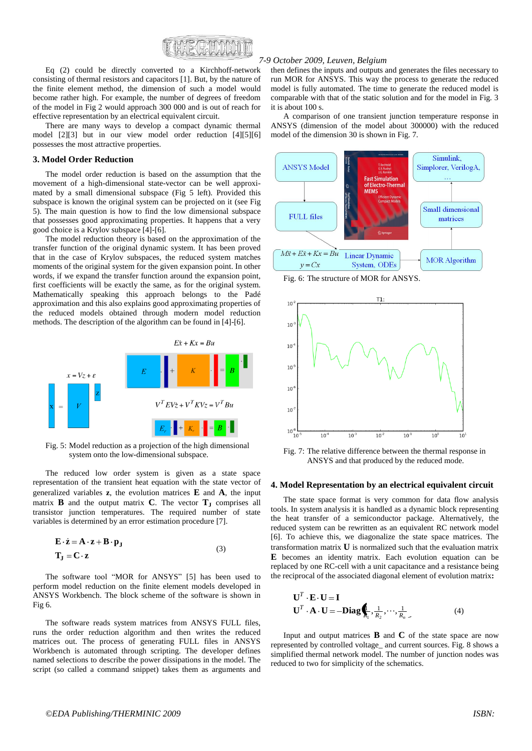Eq (2) could be directly converted to a Kirchhoff-network consisting of thermal resistors and capacitors [1]. But, by the nature of the finite element method, the dimension of such a model would become rather high. For example, the number of degrees of freedom of the model in Fig 2 would approach 300 000 and is out of reach for effective representation by an electrical equivalent circuit.

There are many ways to develop a compact dynamic thermal model [2][3] but in our view model order reduction [4][5][6] possesses the most attractive properties.

### 3. Model Order Reduction

The model order reduction is based on the assumption that the movement of a high-dimensional state-vector can be well approximated by a small dimensional subspace (Fig 5 left). Provided this subspace is known the original system can be projected on it (see Fig 5). The main question is how to find the low dimensional subspace that possesses good approximating properties. It happens that a very good choice is a Krylov subspace [4]-[6].

The model reduction theory is based on the approximation of the transfer function of the original dynamic system. It has been proved that in the case of Krylov subspaces, the reduced system matches moments of the original system for the given expansion point. In other words, if we expand the transfer function around the expansion point, first coefficients will be exactly the same, as for the original system. Mathematically speaking this approach belongs to the Padé approximation and this also explains good approximating properties of the reduced models obtained through modern model reduction methods. The description of the algorithm can be found in [4]-[6].

$$E\dot{x} + Kx = Bu$$

$$x = Vz + \varepsilon$$

$$V^T E V \dot{z} + V^T K V z = V^T B u$$

Fig. 5: Model reduction as a projection of the high dimensional system onto the low-dimensional subspace.

The reduced low order system is given as a state space representation of the transient heat equation with the state vector of generalized variables $\mathbf{z}$, the evolution matrices $\mathbf{E}$ and $\mathbf{A}$, the input matrix $\mathbf{B}$ and the output matrix $\mathbf{C}$. The vector $\mathbf{T_J}$ comprises all transistor junction temperatures. The required number of state variables is determined by an error estimation procedure [7].

$$\mathbf{E}\cdot\dot{\mathbf{z}} = \mathbf{A}\cdot\mathbf{z} + \mathbf{B}\cdot\mathbf{p_J}$$
$$\mathbf{T_J} = \mathbf{C}\cdot\mathbf{z} \tag{3}$$

The software tool "MOR for ANSYS" [5] has been used to perform model reduction on the finite element models developed in ANSYS Workbench. The block scheme of the software is shown in Fig 6.

The software reads system matrices from ANSYS FULL files, runs the order reduction algorithm and then writes the reduced matrices out. The process of generating FULL files in ANSYS Workbench is automated through scripting. The developer defines named selections to describe the power dissipations in the model. The script (so called a command snippet) takes them as arguments and then defines the inputs and outputs and generates the files necessary to run MOR for ANSYS. This way the process to generate the reduced model is fully automated. The time to generate the reduced model is comparable with that of the static solution and for the model in Fig. 3 it is about 100 s.

A comparison of one transient junction temperature response in ANSYS (dimension of the model about 300000) with the reduced model of the dimension 30 is shown in Fig. 7.

Fig. 6: The structure of MOR for ANSYS.

Fig. 7: The relative difference between the thermal response in ANSYS and that produced by the reduced mode.

### 4. Model Representation by an electrical equivalent circuit

The state space format is very common for data flow analysis tools. In system analysis it is handled as a dynamic block representing the heat transfer of a semiconductor package. Alternatively, the reduced system can be rewritten as an equivalent RC network model [6]. To achieve this, we diagonalize the state space matrices. The transformation matrix $\mathbf{U}$ is normalized such that the evaluation matrix $\mathbf{E}$ becomes an identity matrix. Each evolution equation can be replaced by one RC-cell with a unit capacitance and a resistance being the reciprocal of the associated diagonal element of evolution matrix**:**

$$\mathbf{U}^T\cdot\mathbf{E}\cdot\mathbf{U} = \mathbf{I}$$
$$\mathbf{U}^T\cdot\mathbf{A}\cdot\mathbf{U} = -\mathbf{Diag}\left(\frac{1}{R_1},\frac{1}{R_2},\cdots,\frac{1}{R_n}\right) \tag{4}$$

Input and output matrices $\mathbf{B}$ and $\mathbf{C}$ of the state space are now represented by controlled voltage_ and current sources. Fig. 8 shows a simplified thermal network model. The number of junction nodes was reduced to two for simplicity of the schematics.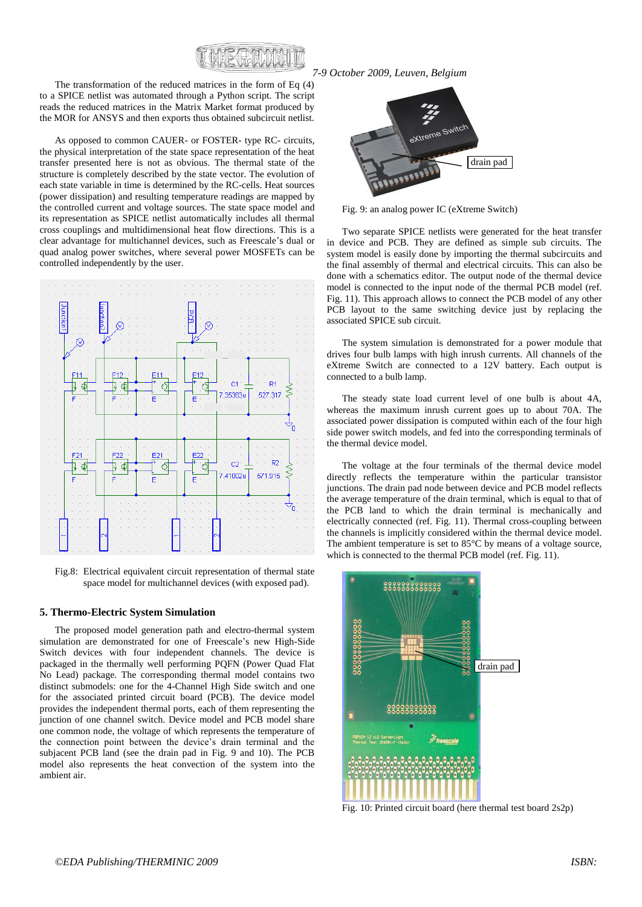The transformation of the reduced matrices in the form of Eq (4) to a SPICE netlist was automated through a Python script. The script reads the reduced matrices in the Matrix Market format produced by the MOR for ANSYS and then exports thus obtained subcircuit netlist.

As opposed to common CAUER- or FOSTER- type RC- circuits, the physical interpretation of the state space representation of the heat transfer presented here is not as obvious. The thermal state of the structure is completely described by the state vector. The evolution of each state variable in time is determined by the RC-cells. Heat sources (power dissipation) and resulting temperature readings are mapped by the controlled current and voltage sources. The state space model and its representation as SPICE netlist automatically includes all thermal cross couplings and multidimensional heat flow directions. This is a clear advantage for multichannel devices, such as Freescale's dual or quad analog power switches, where several power MOSFETs can be controlled independently by the user.

Fig.8: Electrical equivalent circuit representation of thermal state space model for multichannel devices (with exposed pad).

## 5. Thermo-Electric System Simulation

The proposed model generation path and electro-thermal system simulation are demonstrated for one of Freescale's new High-Side Switch devices with four independent channels. The device is packaged in the thermally well performing PQFN (Power Quad Flat No Lead) package. The corresponding thermal model contains two distinct submodels: one for the 4-Channel High Side switch and one for the associated printed circuit board (PCB). The device model provides the independent thermal ports, each of them representing the junction of one channel switch. Device model and PCB model share one common node, the voltage of which represents the temperature of the connection point between the device's drain terminal and the subjacent PCB land (see the drain pad in Fig. 9 and 10). The PCB model also represents the heat convection of the system into the ambient air.

Fig. 9: an analog power IC (eXtreme Switch)

Two separate SPICE netlists were generated for the heat transfer in device and PCB. They are defined as simple sub circuits. The system model is easily done by importing the thermal subcircuits and the final assembly of thermal and electrical circuits. This can also be done with a schematics editor. The output node of the thermal device model is connected to the input node of the thermal PCB model (ref. Fig. 11). This approach allows to connect the PCB model of any other PCB layout to the same switching device just by replacing the associated SPICE sub circuit.

The system simulation is demonstrated for a power module that drives four bulb lamps with high inrush currents. All channels of the eXtreme Switch are connected to a 12V battery. Each output is connected to a bulb lamp.

The steady state load current level of one bulb is about 4A, whereas the maximum inrush current goes up to about 70A. The associated power dissipation is computed within each of the four high side power switch models, and fed into the corresponding terminals of the thermal device model.

The voltage at the four terminals of the thermal device model directly reflects the temperature within the particular transistor junctions. The drain pad node between device and PCB model reflects the average temperature of the drain terminal, which is equal to that of the PCB land to which the drain terminal is mechanically and electrically connected (ref. Fig. 11). Thermal cross-coupling between the channels is implicitly considered within the thermal device model. The ambient temperature is set to 85°C by means of a voltage source, which is connected to the thermal PCB model (ref. Fig. 11).

Fig. 10: Printed circuit board (here thermal test board 2s2p)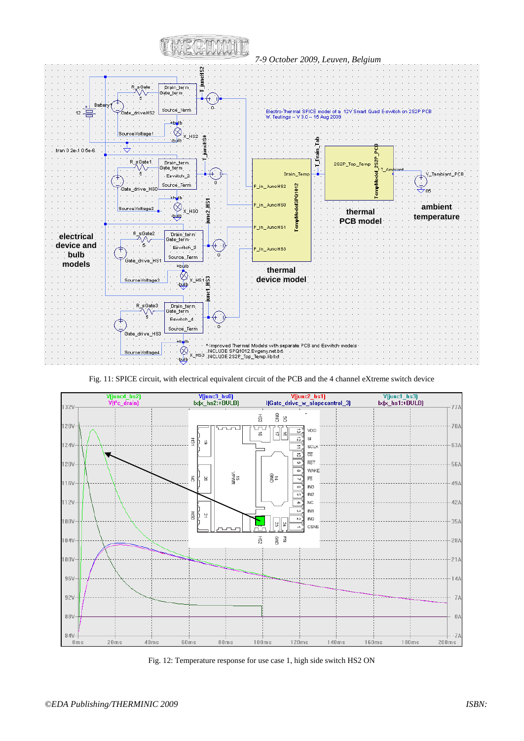Fig. 11: SPICE circuit, with electrical equivalent circuit of the PCB and the 4 channel eXtreme switch device

Fig. 12: Temperature response for use case 1, high side switch HS2 ON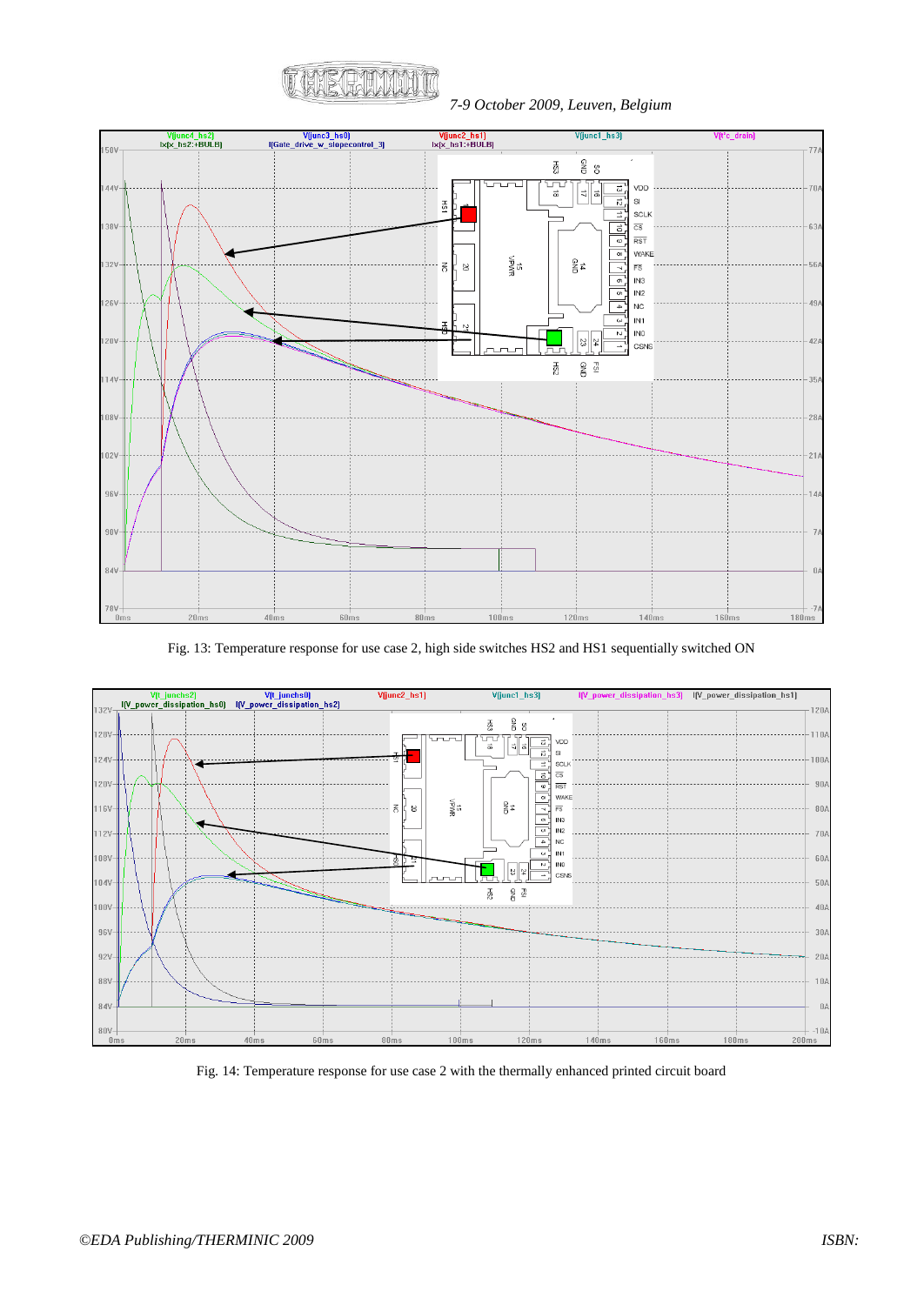Fig. 13: Temperature response for use case 2, high side switches HS2 and HS1 sequentially switched ON

Fig. 14: Temperature response for use case 2 with the thermally enhanced printed circuit board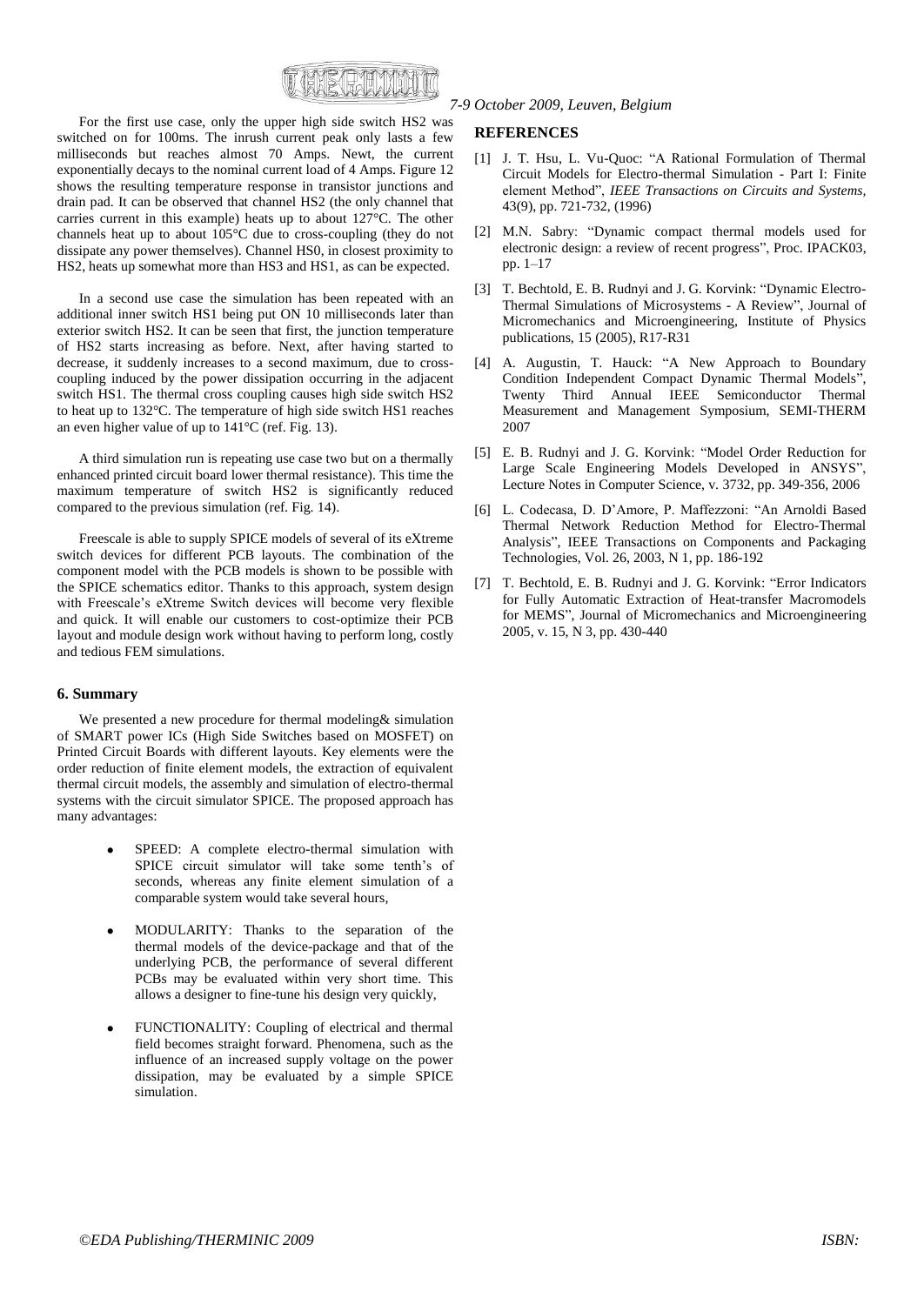For the first use case, only the upper high side switch HS2 was switched on for 100ms. The inrush current peak only lasts a few milliseconds but reaches almost 70 Amps. Newt, the current exponentially decays to the nominal current load of 4 Amps. Figure 12 shows the resulting temperature response in transistor junctions and drain pad. It can be observed that channel HS2 (the only channel that carries current in this example) heats up to about 127°C. The other channels heat up to about 105°C due to cross-coupling (they do not dissipate any power themselves). Channel HS0, in closest proximity to HS2, heats up somewhat more than HS3 and HS1, as can be expected.

In a second use case the simulation has been repeated with an additional inner switch HS1 being put ON 10 milliseconds later than exterior switch HS2. It can be seen that first, the junction temperature of HS2 starts increasing as before. Next, after having started to decrease, it suddenly increases to a second maximum, due to cross-coupling induced by the power dissipation occurring in the adjacent switch HS1. The thermal cross coupling causes high side switch HS2 to heat up to 132°C. The temperature of high side switch HS1 reaches an even higher value of up to 141°C (ref. Fig. 13).

A third simulation run is repeating use case two but on a thermally enhanced printed circuit board lower thermal resistance). This time the maximum temperature of switch HS2 is significantly reduced compared to the previous simulation (ref. Fig. 14).

Freescale is able to supply SPICE models of several of its eXtreme switch devices for different PCB layouts. The combination of the component model with the PCB models is shown to be possible with the SPICE schematics editor. Thanks to this approach, system design with Freescale's eXtreme Switch devices will become very flexible and quick. It will enable our customers to cost-optimize their PCB layout and module design work without having to perform long, costly and tedious FEM simulations.

## 6. Summary

We presented a new procedure for thermal modeling& simulation of SMART power ICs (High Side Switches based on MOSFET) on Printed Circuit Boards with different layouts. Key elements were the order reduction of finite element models, the extraction of equivalent thermal circuit models, the assembly and simulation of electro-thermal systems with the circuit simulator SPICE. The proposed approach has many advantages:

- SPEED: A complete electro-thermal simulation with SPICE circuit simulator will take some tenth's of seconds, whereas any finite element simulation of a comparable system would take several hours,
- MODULARITY: Thanks to the separation of the thermal models of the device-package and that of the underlying PCB, the performance of several different PCBs may be evaluated within very short time. This allows a designer to fine-tune his design very quickly,
- FUNCTIONALITY: Coupling of electrical and thermal field becomes straight forward. Phenomena, such as the influence of an increased supply voltage on the power dissipation, may be evaluated by a simple SPICE simulation.

## REFERENCES

[1] J. T. Hsu, L. Vu-Quoc: "A Rational Formulation of Thermal Circuit Models for Electro-thermal Simulation - Part I: Finite element Method", *IEEE Transactions on Circuits and Systems*, 43(9), pp. 721-732, (1996)

[2] M.N. Sabry: "Dynamic compact thermal models used for electronic design: a review of recent progress", Proc. IPACK03, pp. 1–17

[3] T. Bechtold, E. B. Rudnyi and J. G. Korvink: "Dynamic Electro-Thermal Simulations of Microsystems - A Review", Journal of Micromechanics and Microengineering, Institute of Physics publications, 15 (2005), R17-R31

[4] A. Augustin, T. Hauck: "A New Approach to Boundary Condition Independent Compact Dynamic Thermal Models", Twenty Third Annual IEEE Semiconductor Thermal Measurement and Management Symposium, SEMI-THERM 2007

[5] E. B. Rudnyi and J. G. Korvink: "Model Order Reduction for Large Scale Engineering Models Developed in ANSYS", Lecture Notes in Computer Science, v. 3732, pp. 349-356, 2006

[6] L. Codecasa, D. D'Amore, P. Maffezzoni: "An Arnoldi Based Thermal Network Reduction Method for Electro-Thermal Analysis", IEEE Transactions on Components and Packaging Technologies, Vol. 26, 2003, N 1, pp. 186-192

[7] T. Bechtold, E. B. Rudnyi and J. G. Korvink: "Error Indicators for Fully Automatic Extraction of Heat-transfer Macromodels for MEMS", Journal of Micromechanics and Microengineering 2005, v. 15, N 3, pp. 430-440